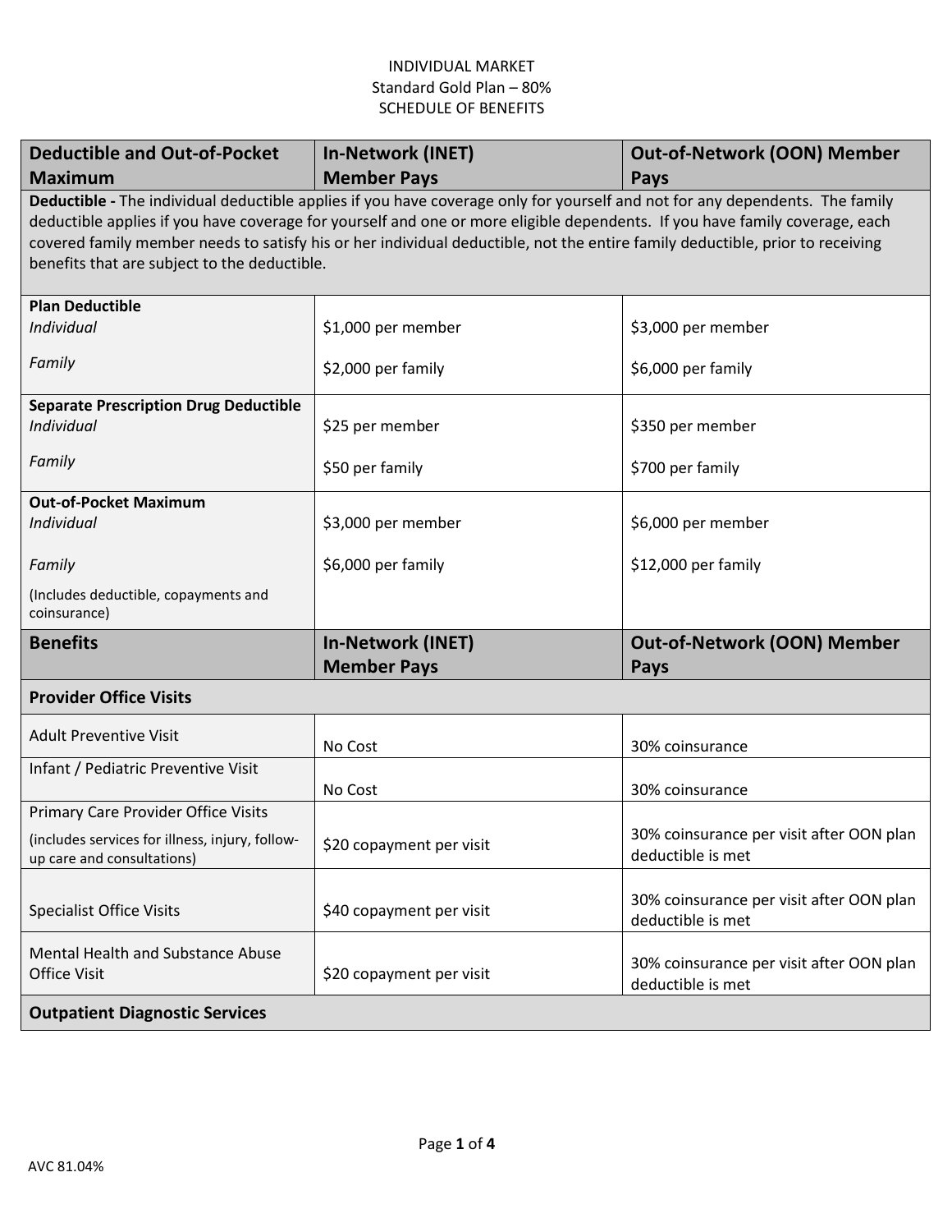INDIVIDUAL MARKET
Standard Gold Plan – 80%
SCHEDULE OF BENEFITS

| Deductible and Out-of-Pocket Maximum | In-Network (INET) Member Pays | Out-of-Network (OON) Member Pays |
|---|---|---|
| **Deductible -** The individual deductible applies if you have coverage only for yourself and not for any dependents. The family deductible applies if you have coverage for yourself and one or more eligible dependents. If you have family coverage, each covered family member needs to satisfy his or her individual deductible, not the entire family deductible, prior to receiving benefits that are subject to the deductible. | | |
| **Plan Deductible** | | |
| *Individual* | $1,000 per member | $3,000 per member |
| *Family* | $2,000 per family | $6,000 per family |
| **Separate Prescription Drug Deductible** | | |
| *Individual* | $25 per member | $350 per member |
| *Family* | $50 per family | $700 per family |
| **Out-of-Pocket Maximum** | | |
| *Individual* | $3,000 per member | $6,000 per member |
| *Family* (Includes deductible, copayments and coinsurance) | $6,000 per family | $12,000 per family |
| **Benefits** | **In-Network (INET) Member Pays** | **Out-of-Network (OON) Member Pays** |
| **Provider Office Visits** | | |
| Adult Preventive Visit | No Cost | 30% coinsurance |
| Infant / Pediatric Preventive Visit | No Cost | 30% coinsurance |
| Primary Care Provider Office Visits (includes services for illness, injury, follow-up care and consultations) | $20 copayment per visit | 30% coinsurance per visit after OON plan deductible is met |
| Specialist Office Visits | $40 copayment per visit | 30% coinsurance per visit after OON plan deductible is met |
| Mental Health and Substance Abuse Office Visit | $20 copayment per visit | 30% coinsurance per visit after OON plan deductible is met |
| **Outpatient Diagnostic Services** | | |

AVC 81.04%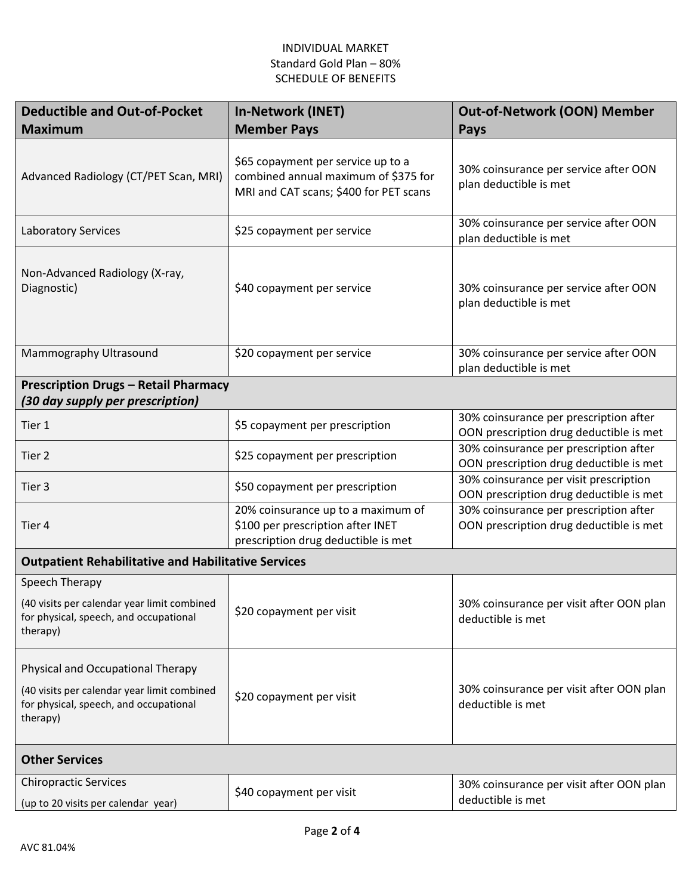INDIVIDUAL MARKET
Standard Gold Plan – 80%
SCHEDULE OF BENEFITS

| Deductible and Out-of-Pocket Maximum | In-Network (INET) Member Pays | Out-of-Network (OON) Member Pays |
|---|---|---|
| Advanced Radiology (CT/PET Scan, MRI) | $65 copayment per service up to a combined annual maximum of $375 for MRI and CAT scans; $400 for PET scans | 30% coinsurance per service after OON plan deductible is met |
| Laboratory Services | $25 copayment per service | 30% coinsurance per service after OON plan deductible is met |
| Non-Advanced Radiology (X-ray, Diagnostic) | $40 copayment per service | 30% coinsurance per service after OON plan deductible is met |
| Mammography Ultrasound | $20 copayment per service | 30% coinsurance per service after OON plan deductible is met |
| **Prescription Drugs – Retail Pharmacy** ***(30 day supply per prescription)*** | | |
| Tier 1 | $5 copayment per prescription | 30% coinsurance per prescription after OON prescription drug deductible is met |
| Tier 2 | $25 copayment per prescription | 30% coinsurance per prescription after OON prescription drug deductible is met |
| Tier 3 | $50 copayment per prescription | 30% coinsurance per visit prescription OON prescription drug deductible is met |
| Tier 4 | 20% coinsurance up to a maximum of $100 per prescription after INET prescription drug deductible is met | 30% coinsurance per prescription after OON prescription drug deductible is met |
| **Outpatient Rehabilitative and Habilitative Services** | | |
| Speech Therapy (40 visits per calendar year limit combined for physical, speech, and occupational therapy) | $20 copayment per visit | 30% coinsurance per visit after OON plan deductible is met |
| Physical and Occupational Therapy (40 visits per calendar year limit combined for physical, speech, and occupational therapy) | $20 copayment per visit | 30% coinsurance per visit after OON plan deductible is met |
| **Other Services** | | |
| Chiropractic Services (up to 20 visits per calendar year) | $40 copayment per visit | 30% coinsurance per visit after OON plan deductible is met |

AVC 81.04%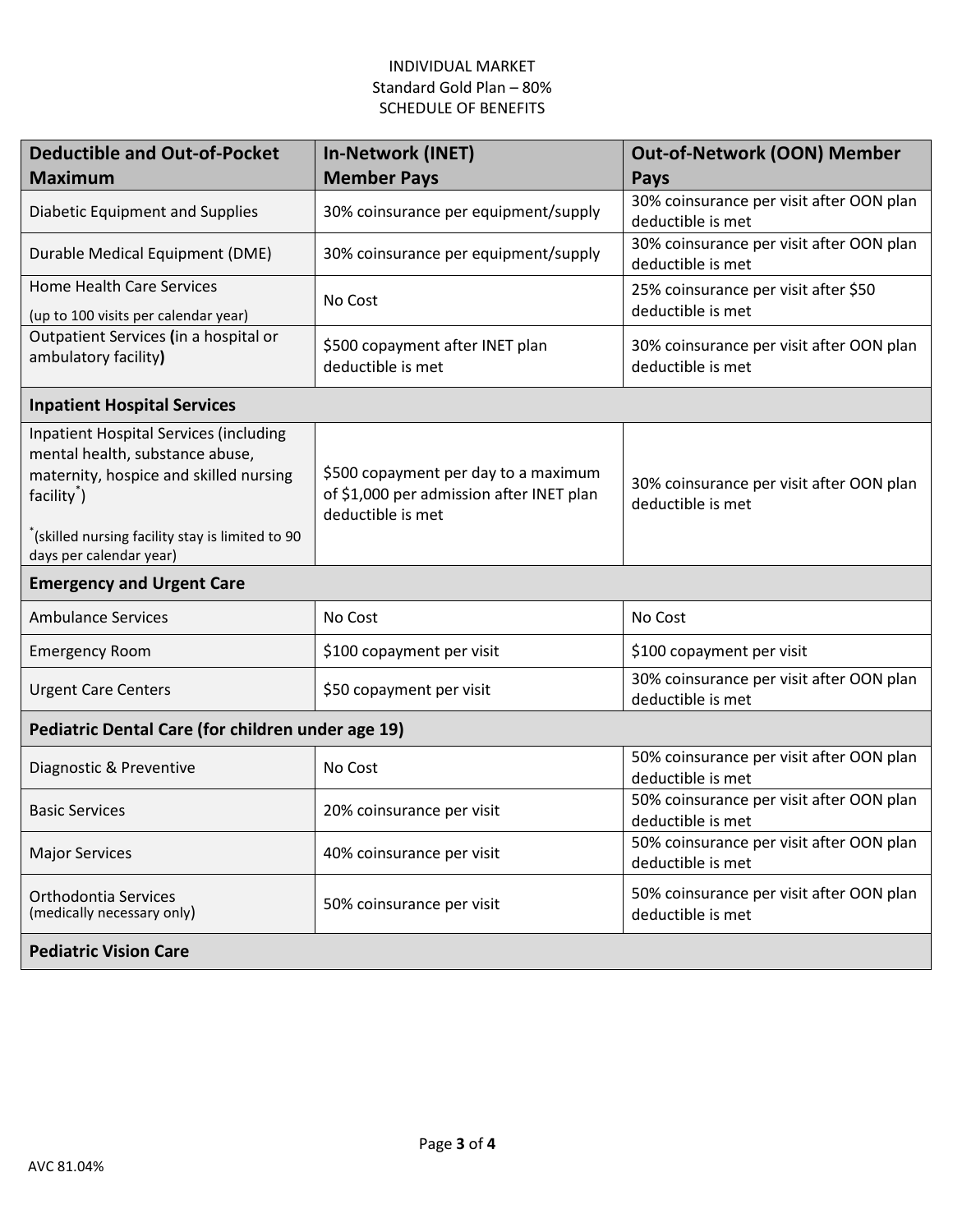INDIVIDUAL MARKET
Standard Gold Plan – 80%
SCHEDULE OF BENEFITS

| Deductible and Out-of-Pocket Maximum | In-Network (INET) Member Pays | Out-of-Network (OON) Member Pays |
|---|---|---|
| Diabetic Equipment and Supplies | 30% coinsurance per equipment/supply | 30% coinsurance per visit after OON plan deductible is met |
| Durable Medical Equipment (DME) | 30% coinsurance per equipment/supply | 30% coinsurance per visit after OON plan deductible is met |
| Home Health Care Services (up to 100 visits per calendar year) | No Cost | 25% coinsurance per visit after $50 deductible is met |
| Outpatient Services **(**in a hospital or ambulatory facility**)** | $500 copayment after INET plan deductible is met | 30% coinsurance per visit after OON plan deductible is met |
| **Inpatient Hospital Services** | | |
| Inpatient Hospital Services (including mental health, substance abuse, maternity, hospice and skilled nursing facility*) *(skilled nursing facility stay is limited to 90 days per calendar year) | $500 copayment per day to a maximum of $1,000 per admission after INET plan deductible is met | 30% coinsurance per visit after OON plan deductible is met |
| **Emergency and Urgent Care** | | |
| Ambulance Services | No Cost | No Cost |
| Emergency Room | $100 copayment per visit | $100 copayment per visit |
| Urgent Care Centers | $50 copayment per visit | 30% coinsurance per visit after OON plan deductible is met |
| **Pediatric Dental Care (for children under age 19)** | | |
| Diagnostic & Preventive | No Cost | 50% coinsurance per visit after OON plan deductible is met |
| Basic Services | 20% coinsurance per visit | 50% coinsurance per visit after OON plan deductible is met |
| Major Services | 40% coinsurance per visit | 50% coinsurance per visit after OON plan deductible is met |
| Orthodontia Services (medically necessary only) | 50% coinsurance per visit | 50% coinsurance per visit after OON plan deductible is met |
| **Pediatric Vision Care** | | |

AVC 81.04%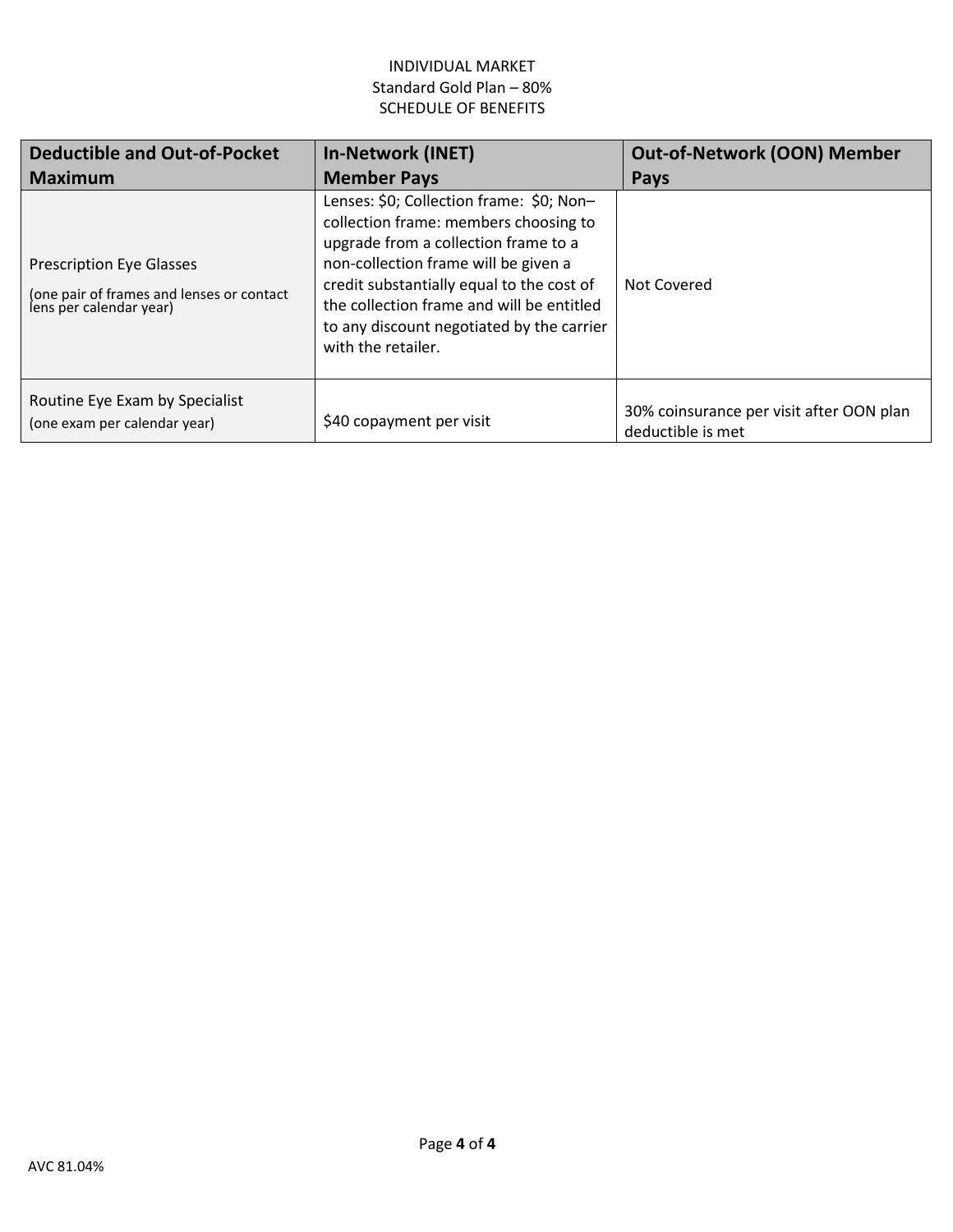INDIVIDUAL MARKET
Standard Gold Plan – 80%
SCHEDULE OF BENEFITS

| Deductible and Out-of-Pocket Maximum | In-Network (INET) Member Pays | Out-of-Network (OON) Member Pays |
|---|---|---|
| Prescription Eye Glasses (one pair of frames and lenses or contact lens per calendar year) | Lenses: $0; Collection frame: $0; Non–collection frame: members choosing to upgrade from a collection frame to a non-collection frame will be given a credit substantially equal to the cost of the collection frame and will be entitled to any discount negotiated by the carrier with the retailer. | Not Covered |
| Routine Eye Exam by Specialist (one exam per calendar year) | $40 copayment per visit | 30% coinsurance per visit after OON plan deductible is met |

AVC 81.04%